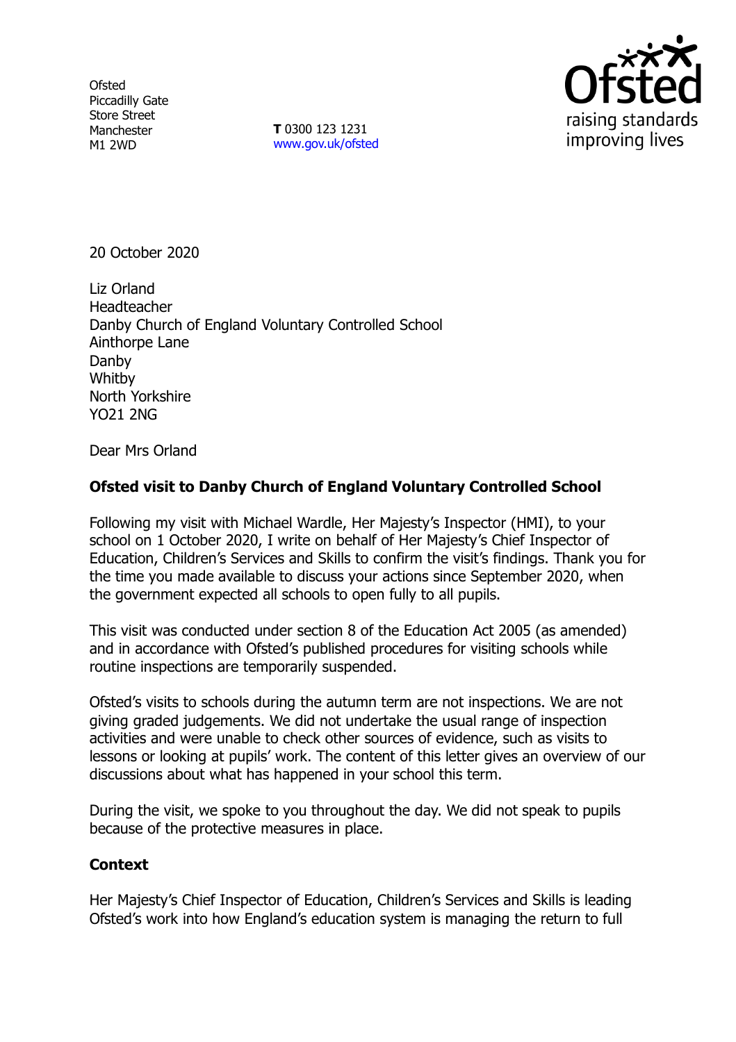Ofsted
Piccadilly Gate
Store Street
Manchester
M1 2WD

**T** 0300 123 1231
www.gov.uk/ofsted

20 October 2020

Liz Orland
Headteacher
Danby Church of England Voluntary Controlled School
Ainthorpe Lane
Danby
Whitby
North Yorkshire
YO21 2NG

Dear Mrs Orland

**Ofsted visit to Danby Church of England Voluntary Controlled School**

Following my visit with Michael Wardle, Her Majesty's Inspector (HMI), to your school on 1 October 2020, I write on behalf of Her Majesty's Chief Inspector of Education, Children's Services and Skills to confirm the visit's findings. Thank you for the time you made available to discuss your actions since September 2020, when the government expected all schools to open fully to all pupils.

This visit was conducted under section 8 of the Education Act 2005 (as amended) and in accordance with Ofsted's published procedures for visiting schools while routine inspections are temporarily suspended.

Ofsted's visits to schools during the autumn term are not inspections. We are not giving graded judgements. We did not undertake the usual range of inspection activities and were unable to check other sources of evidence, such as visits to lessons or looking at pupils' work. The content of this letter gives an overview of our discussions about what has happened in your school this term.

During the visit, we spoke to you throughout the day. We did not speak to pupils because of the protective measures in place.

**Context**

Her Majesty's Chief Inspector of Education, Children's Services and Skills is leading Ofsted's work into how England's education system is managing the return to full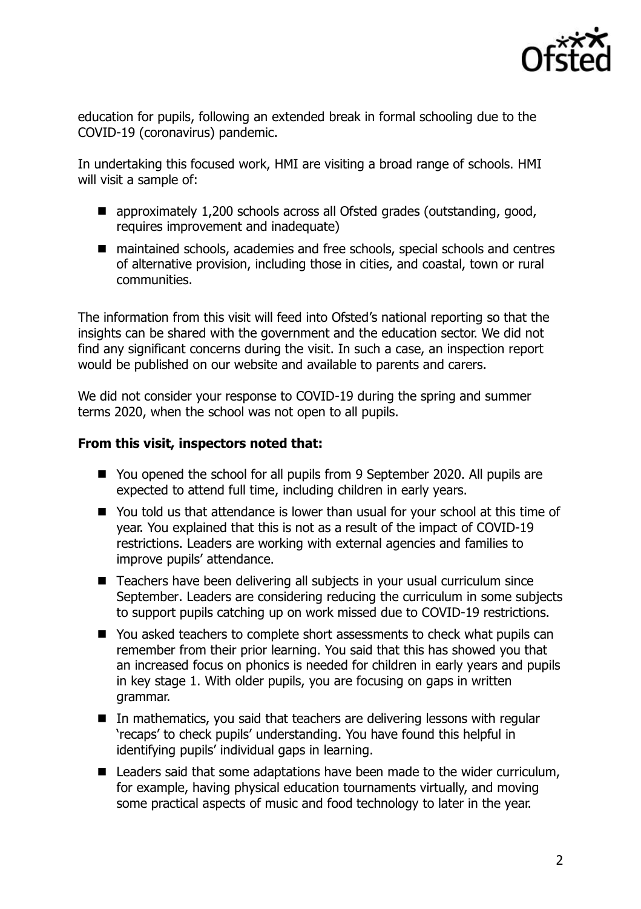education for pupils, following an extended break in formal schooling due to the COVID-19 (coronavirus) pandemic.

In undertaking this focused work, HMI are visiting a broad range of schools. HMI will visit a sample of:

- approximately 1,200 schools across all Ofsted grades (outstanding, good, requires improvement and inadequate)
- maintained schools, academies and free schools, special schools and centres of alternative provision, including those in cities, and coastal, town or rural communities.

The information from this visit will feed into Ofsted's national reporting so that the insights can be shared with the government and the education sector. We did not find any significant concerns during the visit. In such a case, an inspection report would be published on our website and available to parents and carers.

We did not consider your response to COVID-19 during the spring and summer terms 2020, when the school was not open to all pupils.

**From this visit, inspectors noted that:**

- You opened the school for all pupils from 9 September 2020. All pupils are expected to attend full time, including children in early years.
- You told us that attendance is lower than usual for your school at this time of year. You explained that this is not as a result of the impact of COVID-19 restrictions. Leaders are working with external agencies and families to improve pupils' attendance.
- Teachers have been delivering all subjects in your usual curriculum since September. Leaders are considering reducing the curriculum in some subjects to support pupils catching up on work missed due to COVID-19 restrictions.
- You asked teachers to complete short assessments to check what pupils can remember from their prior learning. You said that this has showed you that an increased focus on phonics is needed for children in early years and pupils in key stage 1. With older pupils, you are focusing on gaps in written grammar.
- In mathematics, you said that teachers are delivering lessons with regular 'recaps' to check pupils' understanding. You have found this helpful in identifying pupils' individual gaps in learning.
- Leaders said that some adaptations have been made to the wider curriculum, for example, having physical education tournaments virtually, and moving some practical aspects of music and food technology to later in the year.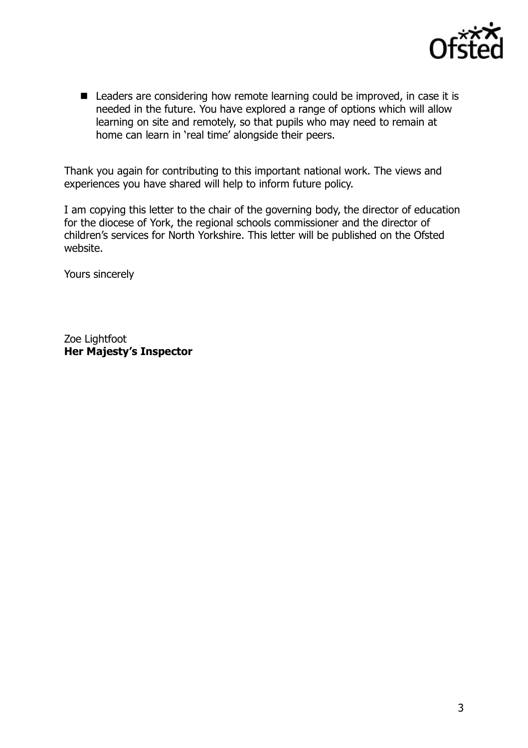- Leaders are considering how remote learning could be improved, in case it is needed in the future. You have explored a range of options which will allow learning on site and remotely, so that pupils who may need to remain at home can learn in 'real time' alongside their peers.

Thank you again for contributing to this important national work. The views and experiences you have shared will help to inform future policy.

I am copying this letter to the chair of the governing body, the director of education for the diocese of York, the regional schools commissioner and the director of children's services for North Yorkshire. This letter will be published on the Ofsted website.

Yours sincerely

Zoe Lightfoot
**Her Majesty's Inspector**